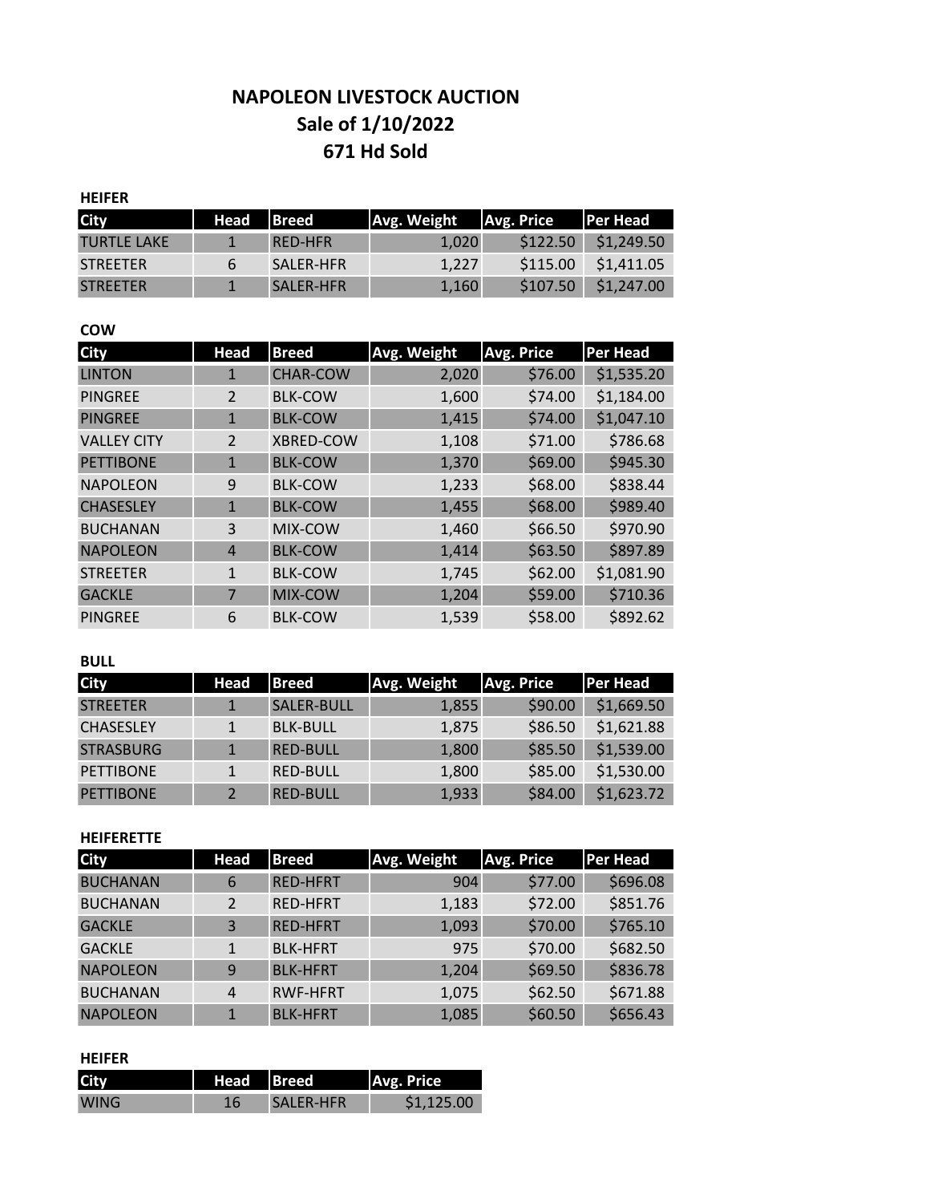# NAPOLEON LIVESTOCK AUCTION
## Sale of 1/10/2022
## 671 Hd Sold

**HEIFER**

| City | Head | Breed | Avg. Weight | Avg. Price | Per Head |
|---|---|---|---|---|---|
| TURTLE LAKE | 1 | RED-HFR | 1,020 | $122.50 | $1,249.50 |
| STREETER | 6 | SALER-HFR | 1,227 | $115.00 | $1,411.05 |
| STREETER | 1 | SALER-HFR | 1,160 | $107.50 | $1,247.00 |

**COW**

| City | Head | Breed | Avg. Weight | Avg. Price | Per Head |
|---|---|---|---|---|---|
| LINTON | 1 | CHAR-COW | 2,020 | $76.00 | $1,535.20 |
| PINGREE | 2 | BLK-COW | 1,600 | $74.00 | $1,184.00 |
| PINGREE | 1 | BLK-COW | 1,415 | $74.00 | $1,047.10 |
| VALLEY CITY | 2 | XBRED-COW | 1,108 | $71.00 | $786.68 |
| PETTIBONE | 1 | BLK-COW | 1,370 | $69.00 | $945.30 |
| NAPOLEON | 9 | BLK-COW | 1,233 | $68.00 | $838.44 |
| CHASESLEY | 1 | BLK-COW | 1,455 | $68.00 | $989.40 |
| BUCHANAN | 3 | MIX-COW | 1,460 | $66.50 | $970.90 |
| NAPOLEON | 4 | BLK-COW | 1,414 | $63.50 | $897.89 |
| STREETER | 1 | BLK-COW | 1,745 | $62.00 | $1,081.90 |
| GACKLE | 7 | MIX-COW | 1,204 | $59.00 | $710.36 |
| PINGREE | 6 | BLK-COW | 1,539 | $58.00 | $892.62 |

**BULL**

| City | Head | Breed | Avg. Weight | Avg. Price | Per Head |
|---|---|---|---|---|---|
| STREETER | 1 | SALER-BULL | 1,855 | $90.00 | $1,669.50 |
| CHASESLEY | 1 | BLK-BULL | 1,875 | $86.50 | $1,621.88 |
| STRASBURG | 1 | RED-BULL | 1,800 | $85.50 | $1,539.00 |
| PETTIBONE | 1 | RED-BULL | 1,800 | $85.00 | $1,530.00 |
| PETTIBONE | 2 | RED-BULL | 1,933 | $84.00 | $1,623.72 |

**HEIFERETTE**

| City | Head | Breed | Avg. Weight | Avg. Price | Per Head |
|---|---|---|---|---|---|
| BUCHANAN | 6 | RED-HFRT | 904 | $77.00 | $696.08 |
| BUCHANAN | 2 | RED-HFRT | 1,183 | $72.00 | $851.76 |
| GACKLE | 3 | RED-HFRT | 1,093 | $70.00 | $765.10 |
| GACKLE | 1 | BLK-HFRT | 975 | $70.00 | $682.50 |
| NAPOLEON | 9 | BLK-HFRT | 1,204 | $69.50 | $836.78 |
| BUCHANAN | 4 | RWF-HFRT | 1,075 | $62.50 | $671.88 |
| NAPOLEON | 1 | BLK-HFRT | 1,085 | $60.50 | $656.43 |

**HEIFER**

| City | Head | Breed | Avg. Price |
|---|---|---|---|
| WING | 16 | SALER-HFR | $1,125.00 |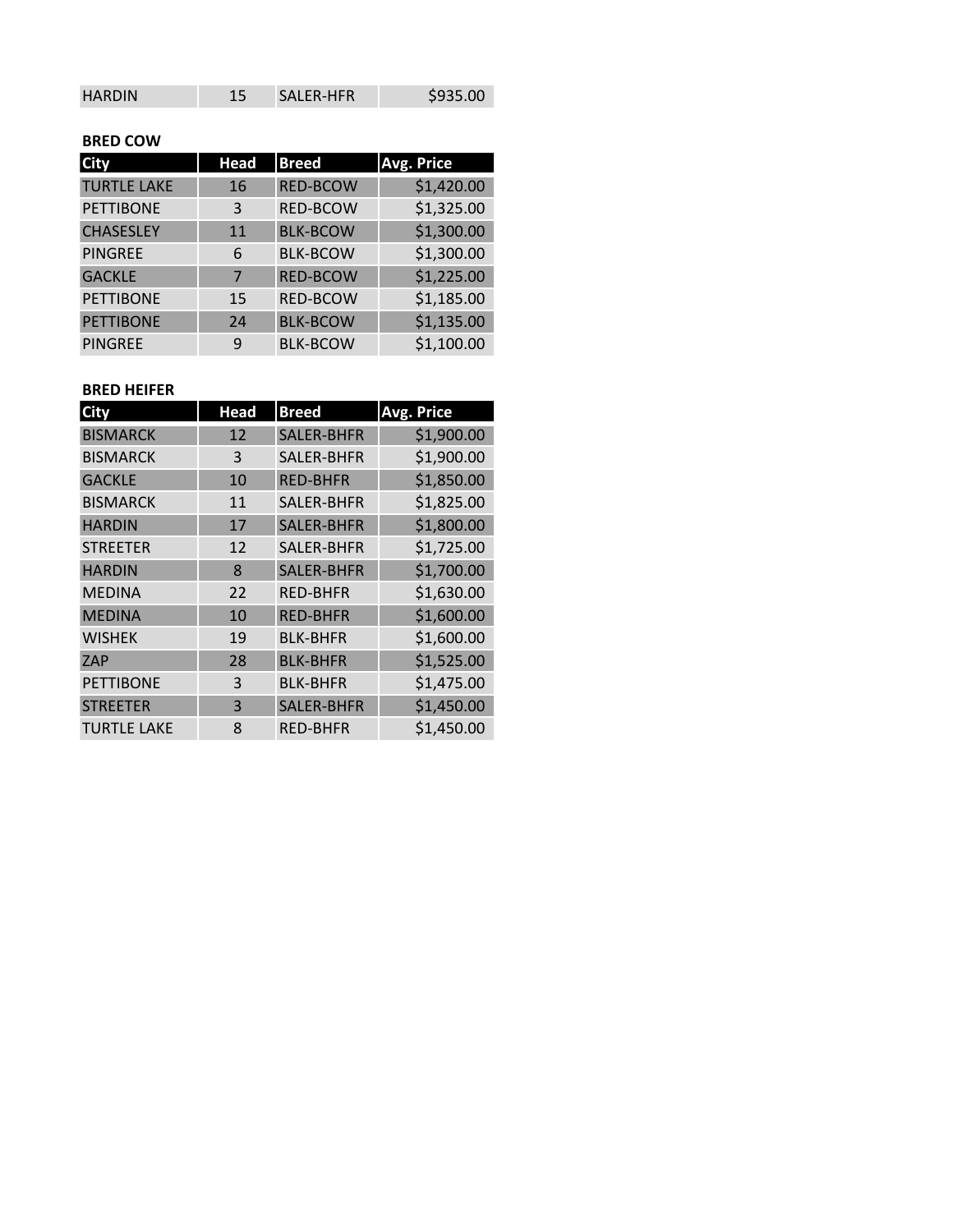| | | | |
|---|---|---|---|
| HARDIN | 15 | SALER-HFR | $935.00 |

**BRED COW**

| City | Head | Breed | Avg. Price |
|---|---|---|---|
| TURTLE LAKE | 16 | RED-BCOW | $1,420.00 |
| PETTIBONE | 3 | RED-BCOW | $1,325.00 |
| CHASESLEY | 11 | BLK-BCOW | $1,300.00 |
| PINGREE | 6 | BLK-BCOW | $1,300.00 |
| GACKLE | 7 | RED-BCOW | $1,225.00 |
| PETTIBONE | 15 | RED-BCOW | $1,185.00 |
| PETTIBONE | 24 | BLK-BCOW | $1,135.00 |
| PINGREE | 9 | BLK-BCOW | $1,100.00 |

**BRED HEIFER**

| City | Head | Breed | Avg. Price |
|---|---|---|---|
| BISMARCK | 12 | SALER-BHFR | $1,900.00 |
| BISMARCK | 3 | SALER-BHFR | $1,900.00 |
| GACKLE | 10 | RED-BHFR | $1,850.00 |
| BISMARCK | 11 | SALER-BHFR | $1,825.00 |
| HARDIN | 17 | SALER-BHFR | $1,800.00 |
| STREETER | 12 | SALER-BHFR | $1,725.00 |
| HARDIN | 8 | SALER-BHFR | $1,700.00 |
| MEDINA | 22 | RED-BHFR | $1,630.00 |
| MEDINA | 10 | RED-BHFR | $1,600.00 |
| WISHEK | 19 | BLK-BHFR | $1,600.00 |
| ZAP | 28 | BLK-BHFR | $1,525.00 |
| PETTIBONE | 3 | BLK-BHFR | $1,475.00 |
| STREETER | 3 | SALER-BHFR | $1,450.00 |
| TURTLE LAKE | 8 | RED-BHFR | $1,450.00 |